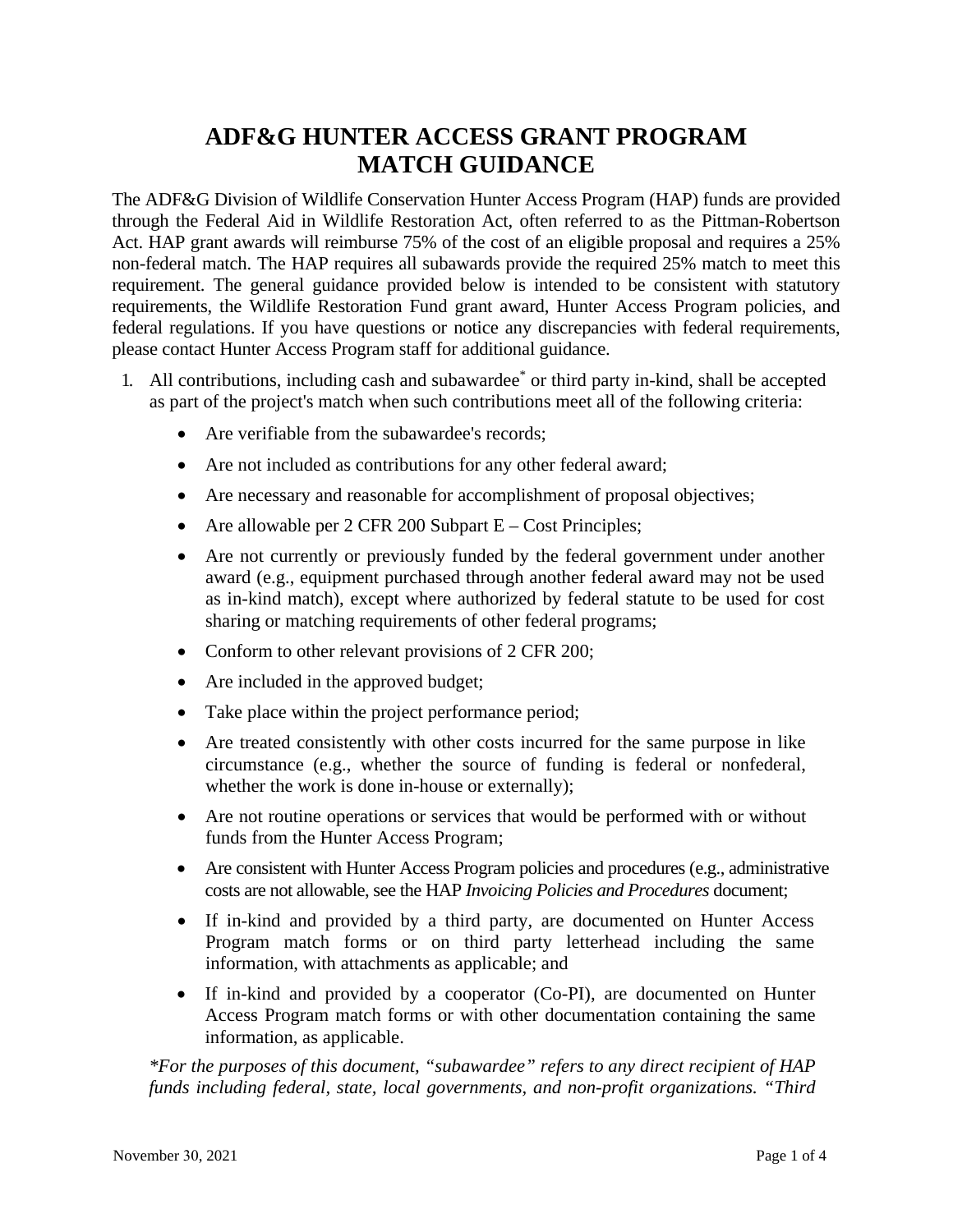# ADF&G HUNTER ACCESS GRANT PROGRAM MATCH GUIDANCE

The ADF&G Division of Wildlife Conservation Hunter Access Program (HAP) funds are provided through the Federal Aid in Wildlife Restoration Act, often referred to as the Pittman-Robertson Act. HAP grant awards will reimburse 75% of the cost of an eligible proposal and requires a 25% non-federal match. The HAP requires all subawards provide the required 25% match to meet this requirement. The general guidance provided below is intended to be consistent with statutory requirements, the Wildlife Restoration Fund grant award, Hunter Access Program policies, and federal regulations. If you have questions or notice any discrepancies with federal requirements, please contact Hunter Access Program staff for additional guidance.

1. All contributions, including cash and subawardee* or third party in-kind, shall be accepted as part of the project's match when such contributions meet all of the following criteria:
   - Are verifiable from the subawardee's records;
   - Are not included as contributions for any other federal award;
   - Are necessary and reasonable for accomplishment of proposal objectives;
   - Are allowable per 2 CFR 200 Subpart E – Cost Principles;
   - Are not currently or previously funded by the federal government under another award (e.g., equipment purchased through another federal award may not be used as in-kind match), except where authorized by federal statute to be used for cost sharing or matching requirements of other federal programs;
   - Conform to other relevant provisions of 2 CFR 200;
   - Are included in the approved budget;
   - Take place within the project performance period;
   - Are treated consistently with other costs incurred for the same purpose in like circumstance (e.g., whether the source of funding is federal or nonfederal, whether the work is done in-house or externally);
   - Are not routine operations or services that would be performed with or without funds from the Hunter Access Program;
   - Are consistent with Hunter Access Program policies and procedures (e.g., administrative costs are not allowable, see the HAP *Invoicing Policies and Procedures* document;
   - If in-kind and provided by a third party, are documented on Hunter Access Program match forms or on third party letterhead including the same information, with attachments as applicable; and
   - If in-kind and provided by a cooperator (Co-PI), are documented on Hunter Access Program match forms or with other documentation containing the same information, as applicable.

*\*For the purposes of this document, "subawardee" refers to any direct recipient of HAP funds including federal, state, local governments, and non-profit organizations. "Third*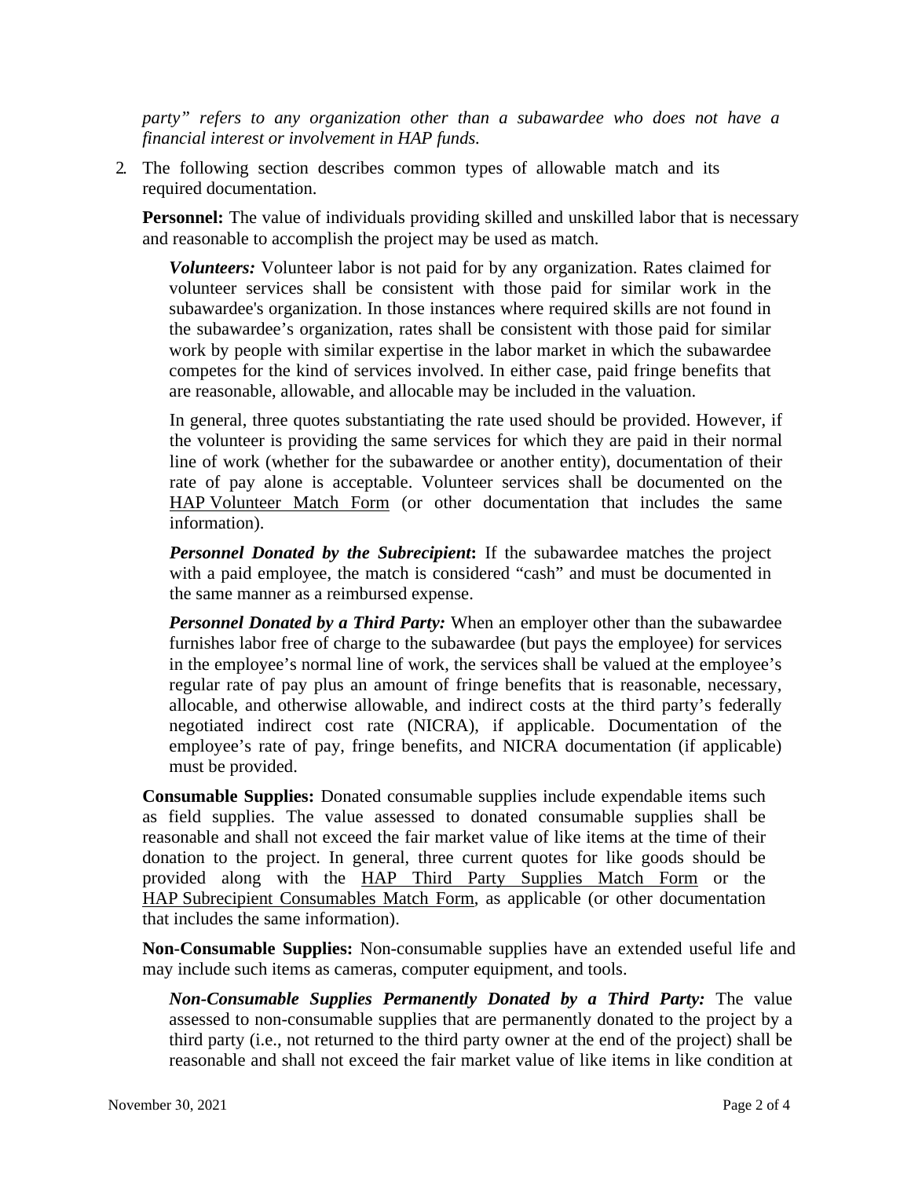*party" refers to any organization other than a subawardee who does not have a financial interest or involvement in HAP funds.*

2. The following section describes common types of allowable match and its required documentation.

   **Personnel:** The value of individuals providing skilled and unskilled labor that is necessary and reasonable to accomplish the project may be used as match.

   ***Volunteers:*** Volunteer labor is not paid for by any organization. Rates claimed for volunteer services shall be consistent with those paid for similar work in the subawardee's organization. In those instances where required skills are not found in the subawardee's organization, rates shall be consistent with those paid for similar work by people with similar expertise in the labor market in which the subawardee competes for the kind of services involved. In either case, paid fringe benefits that are reasonable, allowable, and allocable may be included in the valuation.

   In general, three quotes substantiating the rate used should be provided. However, if the volunteer is providing the same services for which they are paid in their normal line of work (whether for the subawardee or another entity), documentation of their rate of pay alone is acceptable. Volunteer services shall be documented on the HAP Volunteer Match Form (or other documentation that includes the same information).

   ***Personnel Donated by the Subrecipient*:** If the subawardee matches the project with a paid employee, the match is considered "cash" and must be documented in the same manner as a reimbursed expense.

   ***Personnel Donated by a Third Party:*** When an employer other than the subawardee furnishes labor free of charge to the subawardee (but pays the employee) for services in the employee's normal line of work, the services shall be valued at the employee's regular rate of pay plus an amount of fringe benefits that is reasonable, necessary, allocable, and otherwise allowable, and indirect costs at the third party's federally negotiated indirect cost rate (NICRA), if applicable. Documentation of the employee's rate of pay, fringe benefits, and NICRA documentation (if applicable) must be provided.

   **Consumable Supplies:** Donated consumable supplies include expendable items such as field supplies. The value assessed to donated consumable supplies shall be reasonable and shall not exceed the fair market value of like items at the time of their donation to the project. In general, three current quotes for like goods should be provided along with the HAP Third Party Supplies Match Form or the HAP Subrecipient Consumables Match Form, as applicable (or other documentation that includes the same information).

   **Non-Consumable Supplies:** Non-consumable supplies have an extended useful life and may include such items as cameras, computer equipment, and tools.

   ***Non-Consumable Supplies Permanently Donated by a Third Party:*** The value assessed to non-consumable supplies that are permanently donated to the project by a third party (i.e., not returned to the third party owner at the end of the project) shall be reasonable and shall not exceed the fair market value of like items in like condition at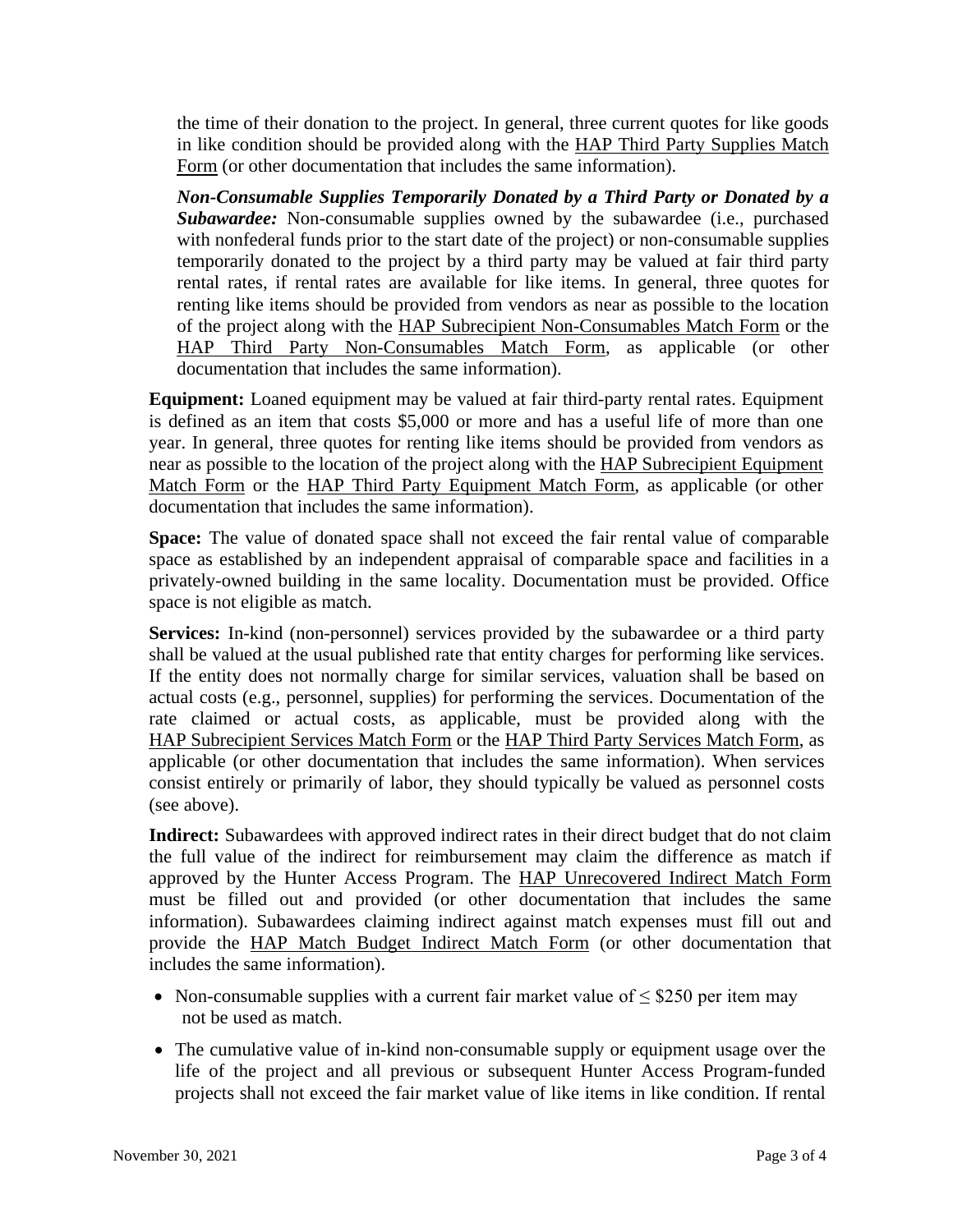the time of their donation to the project. In general, three current quotes for like goods in like condition should be provided along with the HAP Third Party Supplies Match Form (or other documentation that includes the same information).

***Non-Consumable Supplies Temporarily Donated by a Third Party or Donated by a Subawardee:*** Non-consumable supplies owned by the subawardee (i.e., purchased with nonfederal funds prior to the start date of the project) or non-consumable supplies temporarily donated to the project by a third party may be valued at fair third party rental rates, if rental rates are available for like items. In general, three quotes for renting like items should be provided from vendors as near as possible to the location of the project along with the HAP Subrecipient Non-Consumables Match Form or the HAP Third Party Non-Consumables Match Form, as applicable (or other documentation that includes the same information).

**Equipment:** Loaned equipment may be valued at fair third-party rental rates. Equipment is defined as an item that costs $5,000 or more and has a useful life of more than one year. In general, three quotes for renting like items should be provided from vendors as near as possible to the location of the project along with the HAP Subrecipient Equipment Match Form or the HAP Third Party Equipment Match Form, as applicable (or other documentation that includes the same information).

**Space:** The value of donated space shall not exceed the fair rental value of comparable space as established by an independent appraisal of comparable space and facilities in a privately-owned building in the same locality. Documentation must be provided. Office space is not eligible as match.

**Services:** In-kind (non-personnel) services provided by the subawardee or a third party shall be valued at the usual published rate that entity charges for performing like services. If the entity does not normally charge for similar services, valuation shall be based on actual costs (e.g., personnel, supplies) for performing the services. Documentation of the rate claimed or actual costs, as applicable, must be provided along with the HAP Subrecipient Services Match Form or the HAP Third Party Services Match Form, as applicable (or other documentation that includes the same information). When services consist entirely or primarily of labor, they should typically be valued as personnel costs (see above).

**Indirect:** Subawardees with approved indirect rates in their direct budget that do not claim the full value of the indirect for reimbursement may claim the difference as match if approved by the Hunter Access Program. The HAP Unrecovered Indirect Match Form must be filled out and provided (or other documentation that includes the same information). Subawardees claiming indirect against match expenses must fill out and provide the HAP Match Budget Indirect Match Form (or other documentation that includes the same information).

- Non-consumable supplies with a current fair market value of ≤ $250 per item may not be used as match.
- The cumulative value of in-kind non-consumable supply or equipment usage over the life of the project and all previous or subsequent Hunter Access Program-funded projects shall not exceed the fair market value of like items in like condition. If rental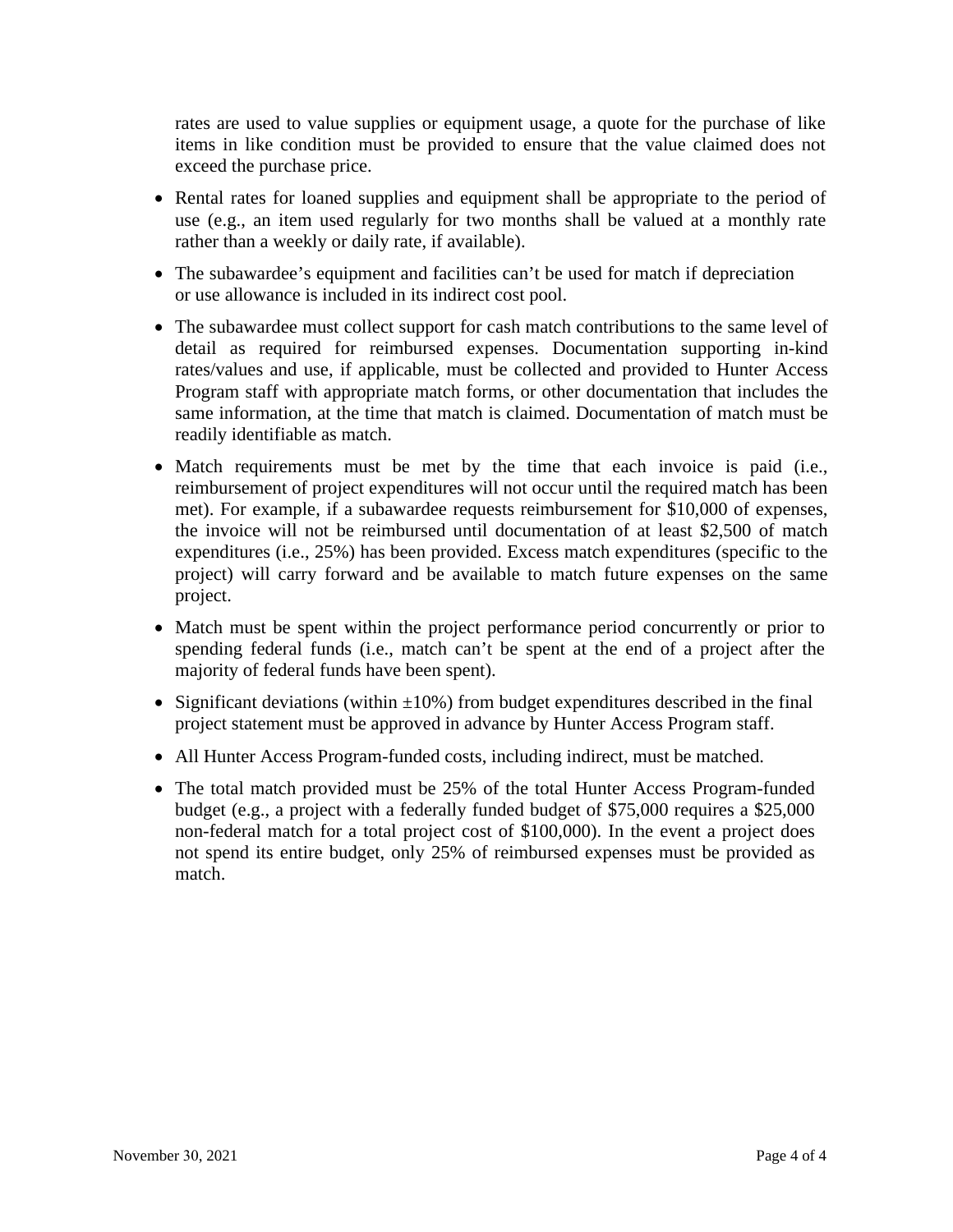rates are used to value supplies or equipment usage, a quote for the purchase of like items in like condition must be provided to ensure that the value claimed does not exceed the purchase price.

- Rental rates for loaned supplies and equipment shall be appropriate to the period of use (e.g., an item used regularly for two months shall be valued at a monthly rate rather than a weekly or daily rate, if available).
- The subawardee's equipment and facilities can't be used for match if depreciation or use allowance is included in its indirect cost pool.
- The subawardee must collect support for cash match contributions to the same level of detail as required for reimbursed expenses. Documentation supporting in-kind rates/values and use, if applicable, must be collected and provided to Hunter Access Program staff with appropriate match forms, or other documentation that includes the same information, at the time that match is claimed. Documentation of match must be readily identifiable as match.
- Match requirements must be met by the time that each invoice is paid (i.e., reimbursement of project expenditures will not occur until the required match has been met). For example, if a subawardee requests reimbursement for $10,000 of expenses, the invoice will not be reimbursed until documentation of at least $2,500 of match expenditures (i.e., 25%) has been provided. Excess match expenditures (specific to the project) will carry forward and be available to match future expenses on the same project.
- Match must be spent within the project performance period concurrently or prior to spending federal funds (i.e., match can't be spent at the end of a project after the majority of federal funds have been spent).
- Significant deviations (within ±10%) from budget expenditures described in the final project statement must be approved in advance by Hunter Access Program staff.
- All Hunter Access Program-funded costs, including indirect, must be matched.
- The total match provided must be 25% of the total Hunter Access Program-funded budget (e.g., a project with a federally funded budget of $75,000 requires a $25,000 non-federal match for a total project cost of $100,000). In the event a project does not spend its entire budget, only 25% of reimbursed expenses must be provided as match.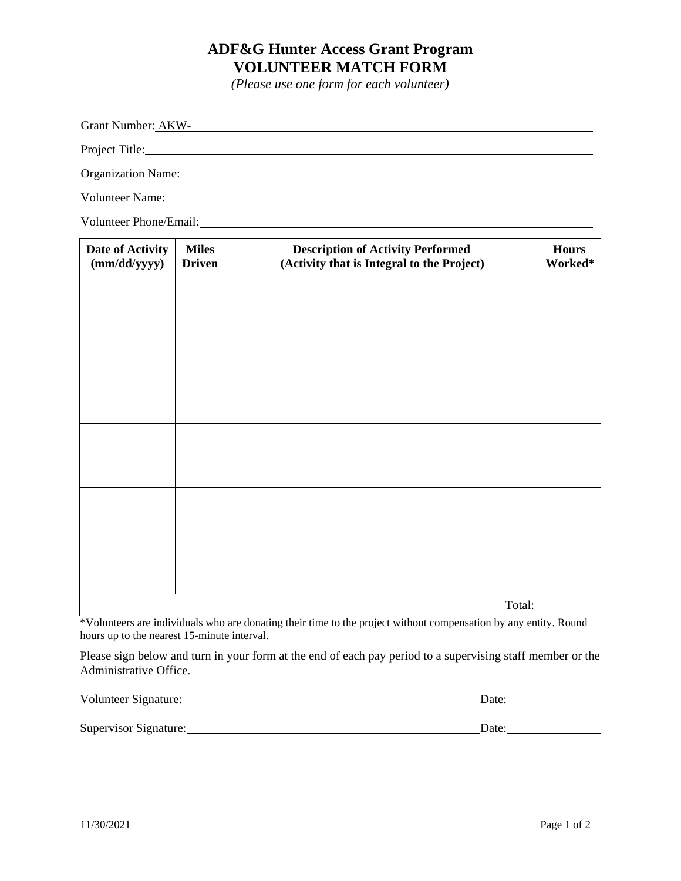# ADF&G Hunter Access Grant Program
# VOLUNTEER MATCH FORM

*(Please use one form for each volunteer)*

Grant Number: AKW-\_\_\_\_\_\_\_\_\_\_\_\_\_\_\_\_\_\_\_\_\_\_\_\_\_\_\_\_\_\_\_\_\_\_\_\_\_\_\_\_

Project Title:\_\_\_\_\_\_\_\_\_\_\_\_\_\_\_\_\_\_\_\_\_\_\_\_\_\_\_\_\_\_\_\_\_\_\_\_\_\_\_\_

Organization Name:\_\_\_\_\_\_\_\_\_\_\_\_\_\_\_\_\_\_\_\_\_\_\_\_\_\_\_\_\_\_\_\_\_\_\_\_\_\_\_\_

Volunteer Name:\_\_\_\_\_\_\_\_\_\_\_\_\_\_\_\_\_\_\_\_\_\_\_\_\_\_\_\_\_\_\_\_\_\_\_\_\_\_\_\_

Volunteer Phone/Email:\_\_\_\_\_\_\_\_\_\_\_\_\_\_\_\_\_\_\_\_\_\_\_\_\_\_\_\_\_\_\_\_\_\_\_\_\_\_\_\_

| Date of Activity (mm/dd/yyyy) | Miles Driven | Description of Activity Performed (Activity that is Integral to the Project) | Hours Worked* |
|---|---|---|---|
| | | | |
| | | | |
| | | | |
| | | | |
| | | | |
| | | | |
| | | | |
| | | | |
| | | | |
| | | | |
| | | | |
| | | | |
| | | | |
| | | | |
| | | | |
| | | Total: | |

*Volunteers are individuals who are donating their time to the project without compensation by any entity. Round hours up to the nearest 15-minute interval.

Please sign below and turn in your form at the end of each pay period to a supervising staff member or the Administrative Office.

Volunteer Signature:\_\_\_\_\_\_\_\_\_\_\_\_\_\_\_\_\_\_\_\_\_\_\_\_\_\_\_\_\_\_\_\_ Date:\_\_\_\_\_\_\_\_\_\_\_\_\_\_

Supervisor Signature:\_\_\_\_\_\_\_\_\_\_\_\_\_\_\_\_\_\_\_\_\_\_\_\_\_\_\_\_\_\_\_\_ Date:\_\_\_\_\_\_\_\_\_\_\_\_\_\_

11/30/2021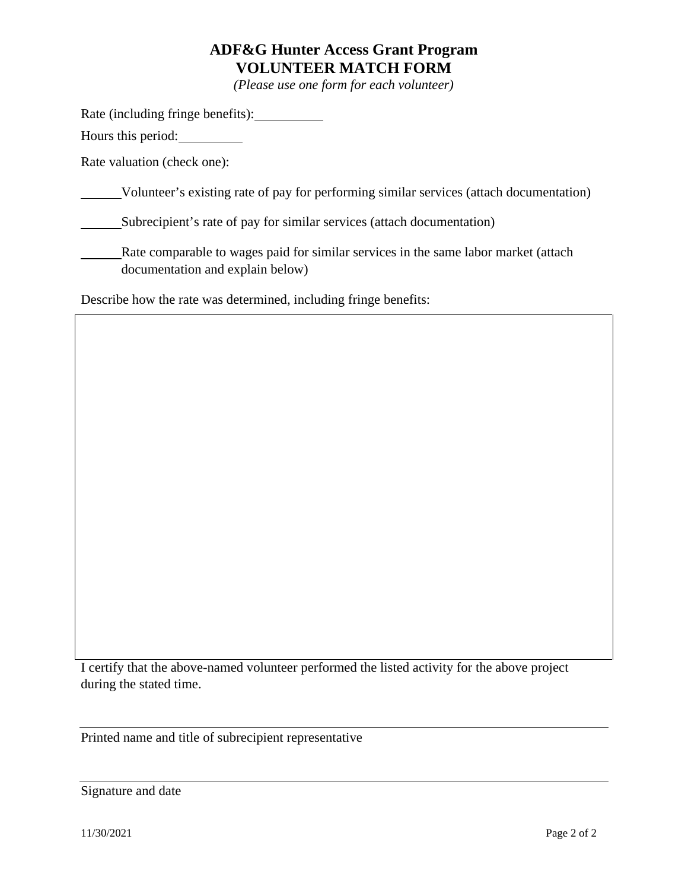# ADF&G Hunter Access Grant Program
## VOLUNTEER MATCH FORM

*(Please use one form for each volunteer)*

Rate (including fringe benefits): __________

Hours this period: _________

Rate valuation (check one):

______ Volunteer's existing rate of pay for performing similar services (attach documentation)

______ Subrecipient's rate of pay for similar services (attach documentation)

______ Rate comparable to wages paid for similar services in the same labor market (attach documentation and explain below)

Describe how the rate was determined, including fringe benefits:

I certify that the above-named volunteer performed the listed activity for the above project during the stated time.

______________________________________________

Printed name and title of subrecipient representative

______________________________________________

Signature and date

11/30/2021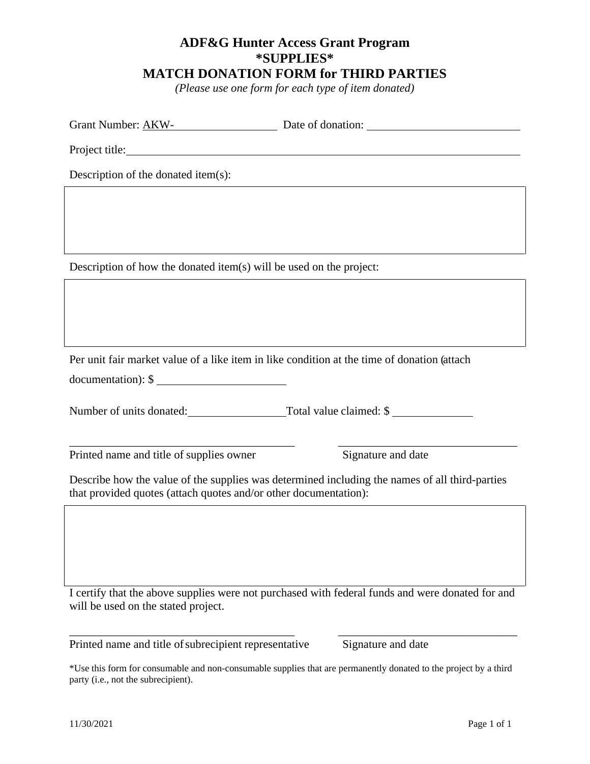# ADF&G Hunter Access Grant Program
## *SUPPLIES*
## MATCH DONATION FORM for THIRD PARTIES

*(Please use one form for each type of item donated)*

Grant Number: AKW-____________________ Date of donation: ____________________________

Project title: ____________________________________________________________________________

Description of the donated item(s):

| |
|---|
| |

Description of how the donated item(s) will be used on the project:

| |
|---|
| |

Per unit fair market value of a like item in like condition at the time of donation (attach documentation): $ ________________________

Number of units donated: __________________ Total value claimed: $ _______________

_________________________________________ _________________________________

Printed name and title of supplies owner Signature and date

Describe how the value of the supplies was determined including the names of all third-parties that provided quotes (attach quotes and/or other documentation):

| |
|---|
| |

I certify that the above supplies were not purchased with federal funds and were donated for and will be used on the stated project.

_________________________________________ _________________________________

Printed name and title of subrecipient representative Signature and date

*Use this form for consumable and non-consumable supplies that are permanently donated to the project by a third party (i.e., not the subrecipient).

11/30/2021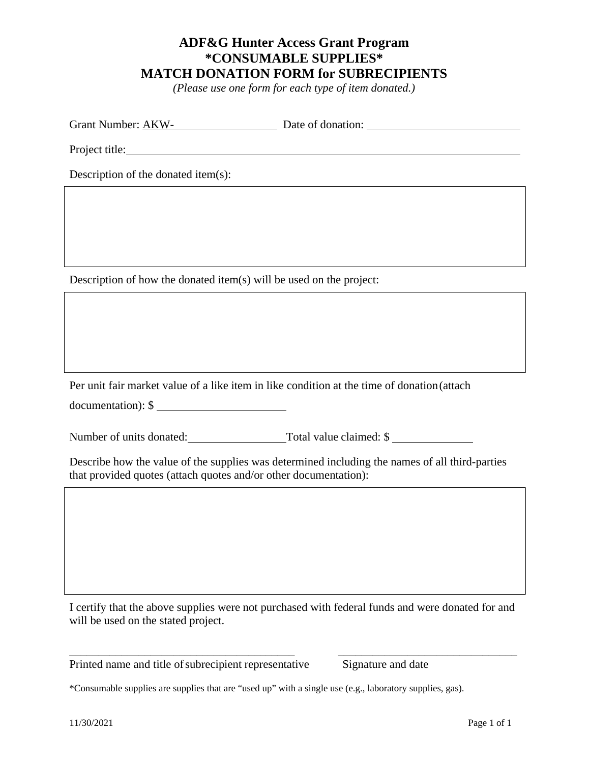# ADF&G Hunter Access Grant Program
# *CONSUMABLE SUPPLIES*
# MATCH DONATION FORM for SUBRECIPIENTS

*(Please use one form for each type of item donated.)*

Grant Number: AKW-\_\_\_\_\_\_\_\_\_\_\_\_\_\_\_\_\_\_ Date of donation: \_\_\_\_\_\_\_\_\_\_\_\_\_\_\_\_\_\_\_\_\_\_\_\_\_\_

Project title:\_\_\_\_\_\_\_\_\_\_\_\_\_\_\_\_\_\_\_\_\_\_\_\_\_\_\_\_\_\_\_\_\_\_\_\_\_\_\_\_\_\_\_\_\_\_\_\_\_\_\_\_\_\_\_\_\_\_\_\_\_\_\_\_\_\_

Description of the donated item(s):

| |
|---|
| |

Description of how the donated item(s) will be used on the project:

| |
|---|
| |

Per unit fair market value of a like item in like condition at the time of donation (attach documentation): $ \_\_\_\_\_\_\_\_\_\_\_\_\_\_\_\_\_\_\_\_\_\_

Number of units donated:\_\_\_\_\_\_\_\_\_\_\_\_\_\_\_\_\_\_ Total value claimed: $ \_\_\_\_\_\_\_\_\_\_\_\_\_\_

Describe how the value of the supplies was determined including the names of all third-parties that provided quotes (attach quotes and/or other documentation):

| |
|---|
| |

I certify that the above supplies were not purchased with federal funds and were donated for and will be used on the stated project.

\_\_\_\_\_\_\_\_\_\_\_\_\_\_\_\_\_\_\_\_\_\_\_\_\_\_\_\_\_\_\_\_\_\_\_\_\_\_\_\_ \_\_\_\_\_\_\_\_\_\_\_\_\_\_\_\_\_\_\_\_\_\_\_\_\_\_\_\_\_\_\_\_
Printed name and title of subrecipient representative Signature and date

*Consumable supplies are supplies that are "used up" with a single use (e.g., laboratory supplies, gas).

11/30/2021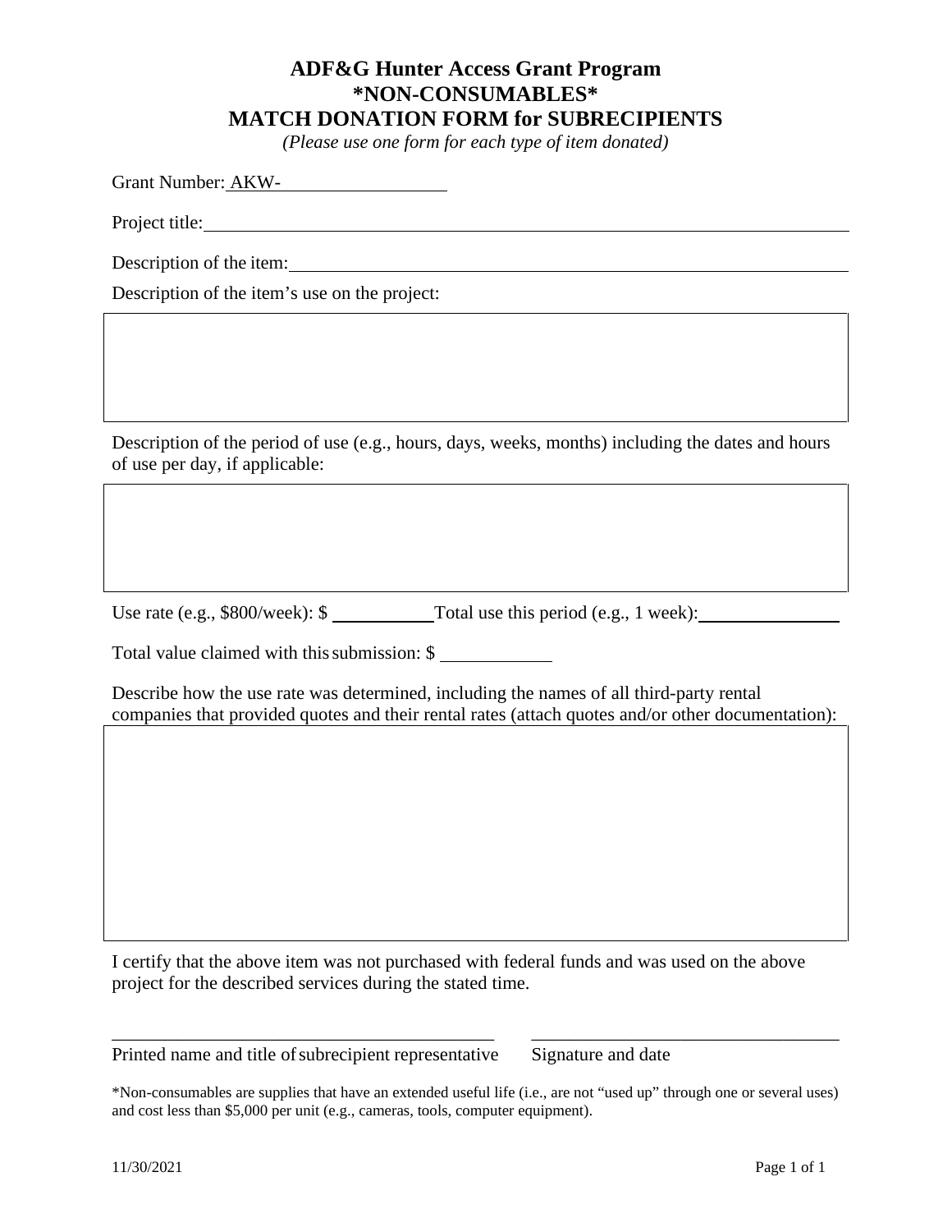# ADF&G Hunter Access Grant Program
# *NON-CONSUMABLES*
# MATCH DONATION FORM for SUBRECIPIENTS

*(Please use one form for each type of item donated)*

Grant Number: AKW-\_\_\_\_\_\_\_\_\_\_\_\_\_\_\_\_\_\_

Project title:\_\_\_\_\_\_\_\_\_\_\_\_\_\_\_\_\_\_\_\_\_\_\_\_\_\_\_\_\_\_\_\_\_\_\_\_\_\_\_\_\_\_\_\_\_\_\_\_\_\_\_\_\_\_\_\_\_\_

Description of the item:\_\_\_\_\_\_\_\_\_\_\_\_\_\_\_\_\_\_\_\_\_\_\_\_\_\_\_\_\_\_\_\_\_\_\_\_\_\_\_\_\_\_\_\_\_\_\_\_\_\_\_\_

Description of the item's use on the project:

| |
|---|
| |

Description of the period of use (e.g., hours, days, weeks, months) including the dates and hours of use per day, if applicable:

| |
|---|
| |

Use rate (e.g., $800/week): $ \_\_\_\_\_\_\_\_\_\_\_\_ Total use this period (e.g., 1 week):\_\_\_\_\_\_\_\_\_\_\_\_\_\_\_\_

Total value claimed with this submission: $ \_\_\_\_\_\_\_\_\_\_\_\_\_\_

Describe how the use rate was determined, including the names of all third-party rental companies that provided quotes and their rental rates (attach quotes and/or other documentation):

| |
|---|
| |

I certify that the above item was not purchased with federal funds and was used on the above project for the described services during the stated time.

\_\_\_\_\_\_\_\_\_\_\_\_\_\_\_\_\_\_\_\_\_\_\_\_\_\_\_\_\_\_\_\_\_\_\_\_\_\_\_\_\_\_\_\_ \_\_\_\_\_\_\_\_\_\_\_\_\_\_\_\_\_\_\_\_\_\_\_\_\_\_\_\_\_\_\_\_\_\_\_\_

Printed name and title of subrecipient representative Signature and date

*Non-consumables are supplies that have an extended useful life (i.e., are not "used up" through one or several uses) and cost less than $5,000 per unit (e.g., cameras, tools, computer equipment).

11/30/2021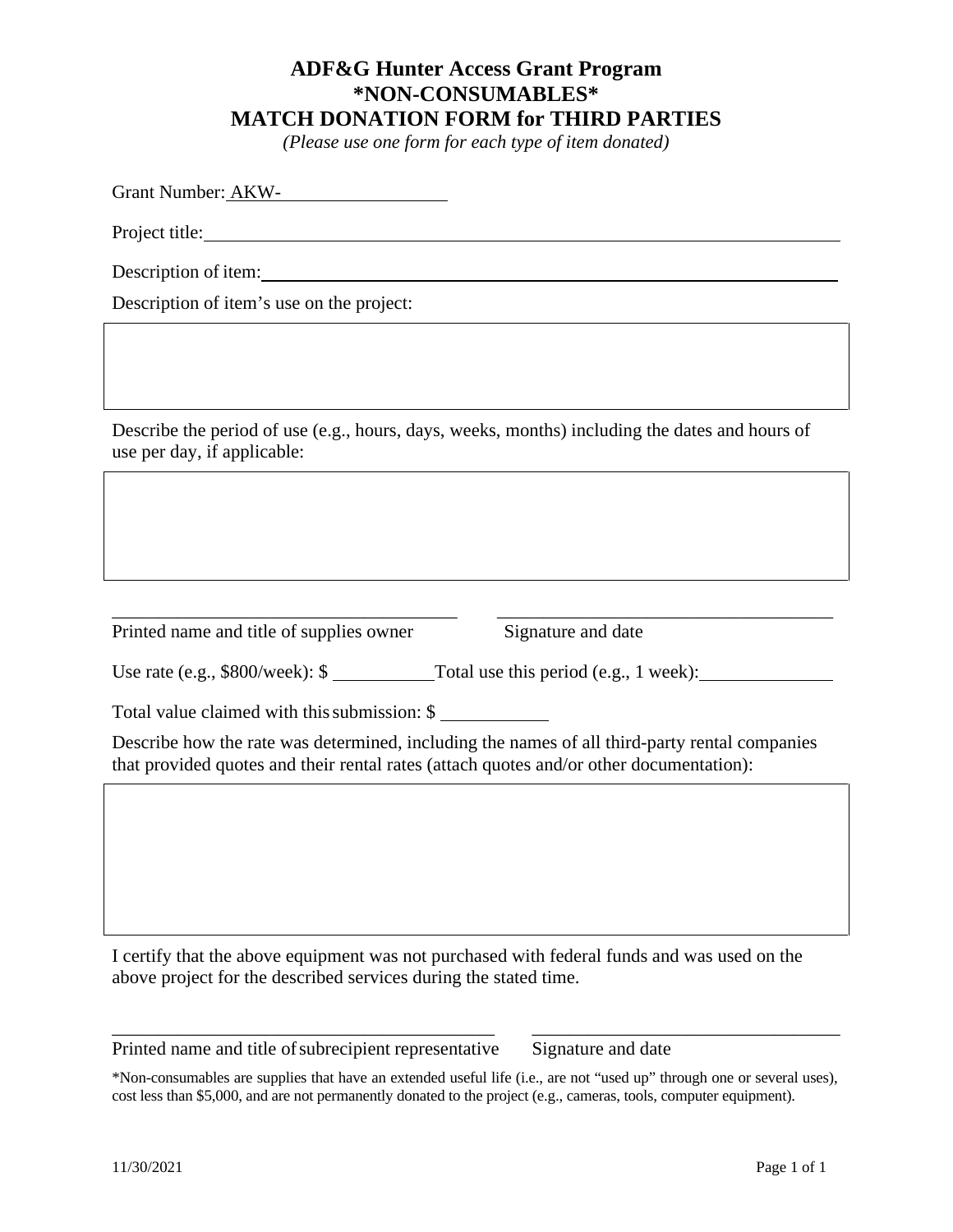# ADF&G Hunter Access Grant Program
# *NON-CONSUMABLES*
# MATCH DONATION FORM for THIRD PARTIES

*(Please use one form for each type of item donated)*

Grant Number: AKW-\_\_\_\_\_\_\_\_\_\_\_\_\_\_\_\_

Project title:\_\_\_\_\_\_\_\_\_\_\_\_\_\_\_\_\_\_\_\_\_\_\_\_\_\_\_\_\_\_\_\_\_\_\_\_\_\_\_\_\_\_\_\_\_\_\_\_

Description of item:\_\_\_\_\_\_\_\_\_\_\_\_\_\_\_\_\_\_\_\_\_\_\_\_\_\_\_\_\_\_\_\_\_\_\_\_\_\_\_\_\_\_\_\_

Description of item's use on the project:

| |
|---|
| |

Describe the period of use (e.g., hours, days, weeks, months) including the dates and hours of use per day, if applicable:

| |
|---|
| |

\_\_\_\_\_\_\_\_\_\_\_\_\_\_\_\_\_\_\_\_\_\_\_\_\_\_\_\_\_\_\_\_\_\_\_\_ \_\_\_\_\_\_\_\_\_\_\_\_\_\_\_\_\_\_\_\_\_\_\_\_\_\_\_\_\_\_\_\_\_\_\_\_

Printed name and title of supplies owner Signature and date

Use rate (e.g., $800/week): $ \_\_\_\_\_\_\_\_\_\_ Total use this period (e.g., 1 week):\_\_\_\_\_\_\_\_\_\_\_\_\_\_

Total value claimed with this submission: $ \_\_\_\_\_\_\_\_\_\_\_

Describe how the rate was determined, including the names of all third-party rental companies that provided quotes and their rental rates (attach quotes and/or other documentation):

| |
|---|
| |

I certify that the above equipment was not purchased with federal funds and was used on the above project for the described services during the stated time.

\_\_\_\_\_\_\_\_\_\_\_\_\_\_\_\_\_\_\_\_\_\_\_\_\_\_\_\_\_\_\_\_\_\_\_\_\_\_\_\_ \_\_\_\_\_\_\_\_\_\_\_\_\_\_\_\_\_\_\_\_\_\_\_\_\_\_\_\_\_\_\_\_\_\_

Printed name and title of subrecipient representative Signature and date

*Non-consumables are supplies that have an extended useful life (i.e., are not "used up" through one or several uses), cost less than $5,000, and are not permanently donated to the project (e.g., cameras, tools, computer equipment).

11/30/2021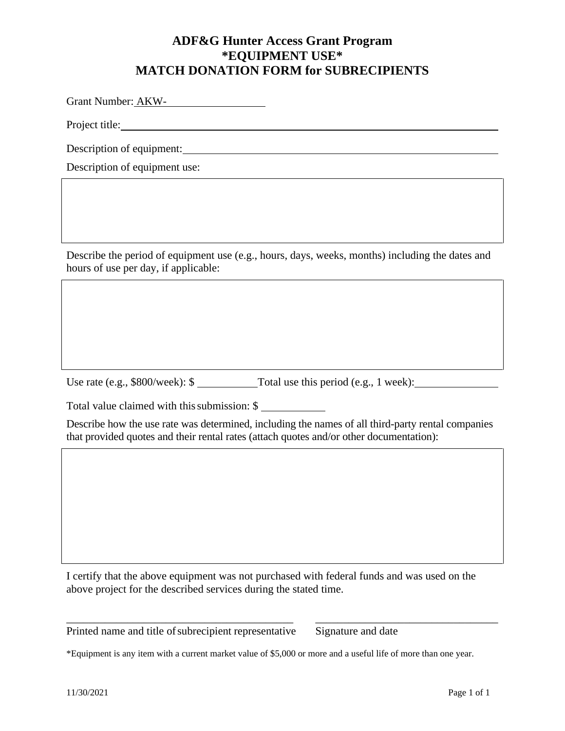# ADF&G Hunter Access Grant Program
# *EQUIPMENT USE*
# MATCH DONATION FORM for SUBRECIPIENTS

Grant Number: AKW-\_\_\_\_\_\_\_\_\_\_\_\_\_\_\_\_

Project title: \_\_\_\_\_\_\_\_\_\_\_\_\_\_\_\_\_\_\_\_\_\_\_\_\_\_\_\_\_\_\_\_\_\_\_\_\_\_\_\_\_\_\_\_\_\_\_\_\_\_\_\_

Description of equipment: \_\_\_\_\_\_\_\_\_\_\_\_\_\_\_\_\_\_\_\_\_\_\_\_\_\_\_\_\_\_\_\_\_\_\_\_\_\_\_\_\_\_\_\_

Description of equipment use:

|   |
|---|
|   |

Describe the period of equipment use (e.g., hours, days, weeks, months) including the dates and hours of use per day, if applicable:

|   |
|---|
|   |

Use rate (e.g., $800/week): $ \_\_\_\_\_\_\_\_\_\_ Total use this period (e.g., 1 week): \_\_\_\_\_\_\_\_\_\_\_\_\_\_

Total value claimed with this submission: $ \_\_\_\_\_\_\_\_\_\_\_

Describe how the use rate was determined, including the names of all third-party rental companies that provided quotes and their rental rates (attach quotes and/or other documentation):

|   |
|---|
|   |

I certify that the above equipment was not purchased with federal funds and was used on the above project for the described services during the stated time.

\_\_\_\_\_\_\_\_\_\_\_\_\_\_\_\_\_\_\_\_\_\_\_\_\_\_\_\_\_\_\_\_\_\_\_\_\_\_\_\_ \_\_\_\_\_\_\_\_\_\_\_\_\_\_\_\_\_\_\_\_\_\_\_\_\_\_\_\_\_\_\_\_\_\_

Printed name and title of subrecipient representative     Signature and date

*Equipment is any item with a current market value of $5,000 or more and a useful life of more than one year.

11/30/2021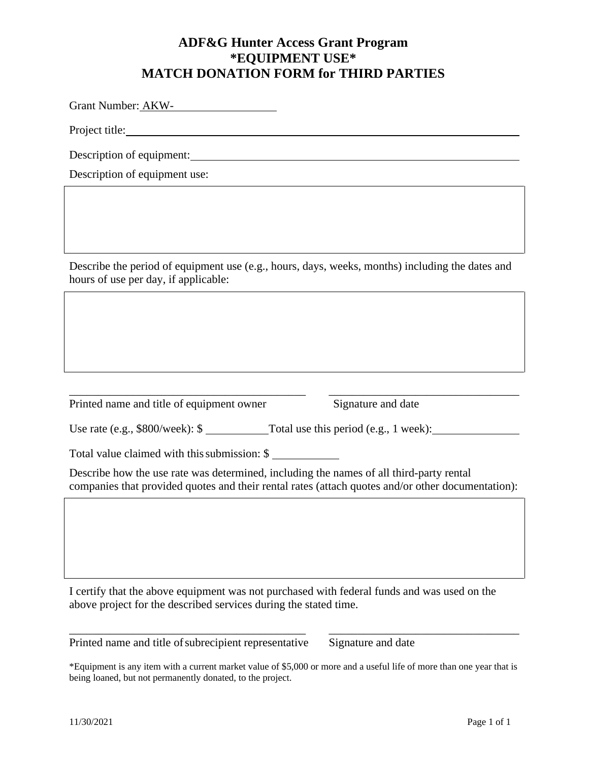# ADF&G Hunter Access Grant Program
# *EQUIPMENT USE*
# MATCH DONATION FORM for THIRD PARTIES

Grant Number: AKW-__________________

Project title: ____________________________________________________________

Description of equipment: __________________________________________________

Description of equipment use:

| |
|---|
| |

Describe the period of equipment use (e.g., hours, days, weeks, months) including the dates and hours of use per day, if applicable:

| |
|---|
| |

| ____________________________________ | ____________________________ |
|---|---|
| Printed name and title of equipment owner | Signature and date |

Use rate (e.g., $800/week): $ __________ Total use this period (e.g., 1 week): ______________

Total value claimed with this submission: $ ___________

Describe how the use rate was determined, including the names of all third-party rental companies that provided quotes and their rental rates (attach quotes and/or other documentation):

| |
|---|
| |

I certify that the above equipment was not purchased with federal funds and was used on the above project for the described services during the stated time.

| ____________________________________ | ____________________________ |
|---|---|
| Printed name and title of subrecipient representative | Signature and date |

*Equipment is any item with a current market value of $5,000 or more and a useful life of more than one year that is being loaned, but not permanently donated, to the project.

11/30/2021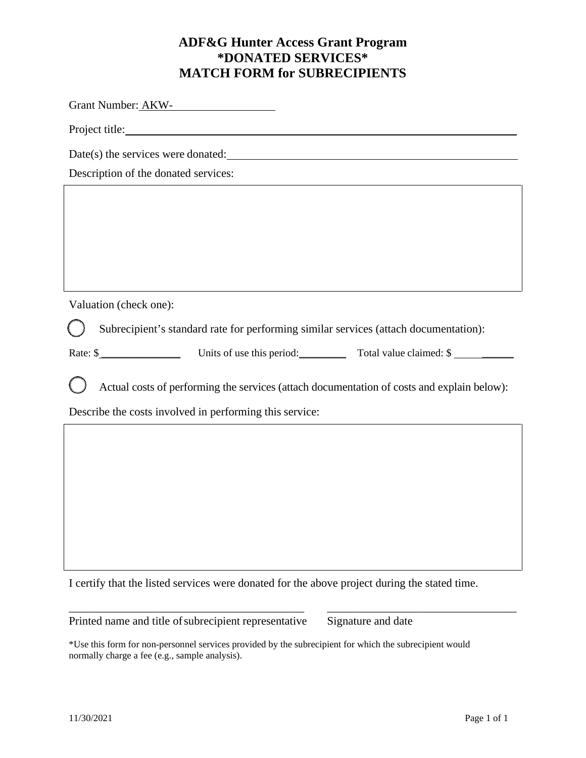# ADF&G Hunter Access Grant Program
# *DONATED SERVICES*
# MATCH FORM for SUBRECIPIENTS

Grant Number: AKW-__________________

Project title:______________________________________________________________

Date(s) the services were donated:_____________________________________________

Description of the donated services:

| |
|---|
| |

Valuation (check one):

○ Subrecipient's standard rate for performing similar services (attach documentation):

Rate: $_______________ Units of use this period:_________ Total value claimed: $ ___________

○ Actual costs of performing the services (attach documentation of costs and explain below):

Describe the costs involved in performing this service:

| |
|---|
| |

I certify that the listed services were donated for the above project during the stated time.

____________________________________________ ___________________________________

Printed name and title of subrecipient representative Signature and date

*Use this form for non-personnel services provided by the subrecipient for which the subrecipient would normally charge a fee (e.g., sample analysis).

11/30/2021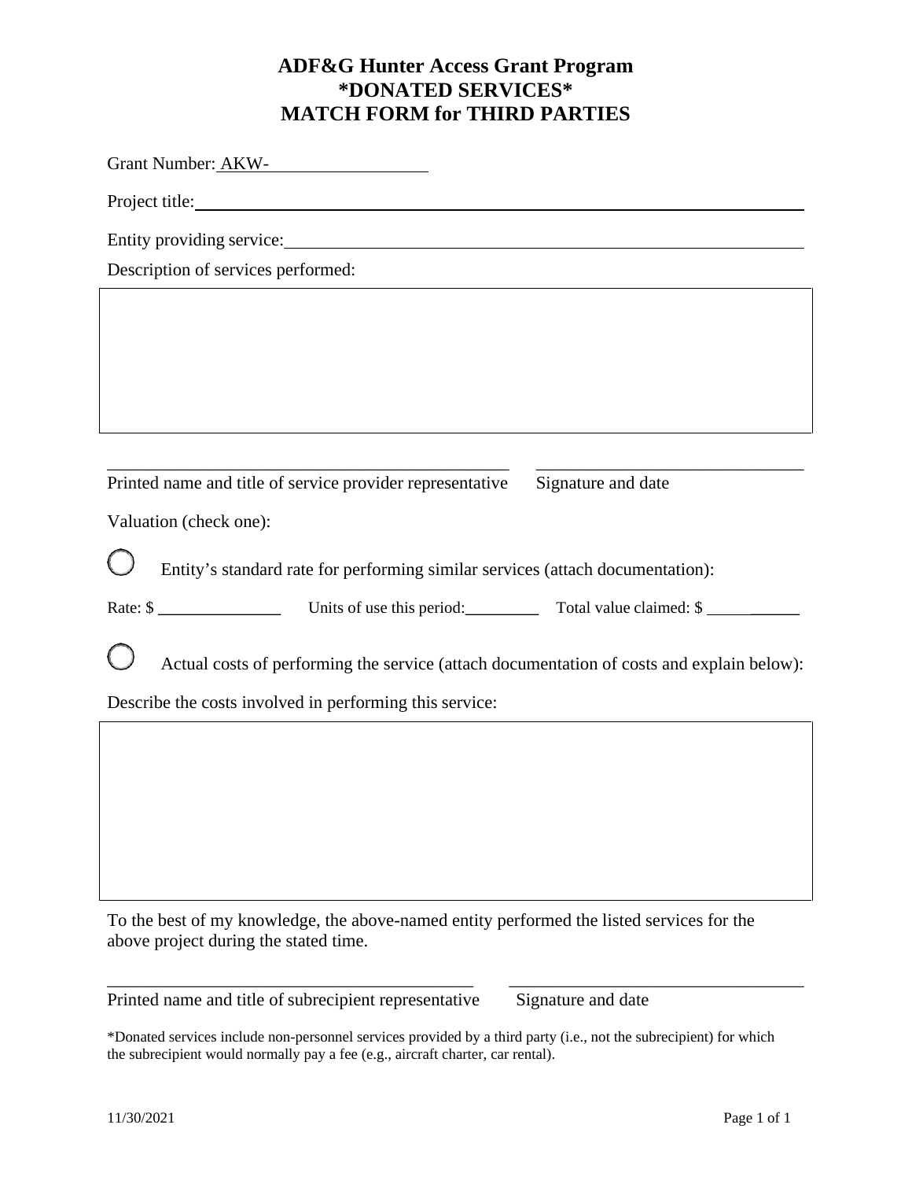# ADF&G Hunter Access Grant Program
# *DONATED SERVICES*
# MATCH FORM for THIRD PARTIES

Grant Number: AKW-__________________

Project title:____________________________________________________________

Entity providing service:__________________________________________________

Description of services performed:

| |
|---|
| |

_____________________________________________ ______________________________

Printed name and title of service provider representative Signature and date

Valuation (check one):

○ Entity's standard rate for performing similar services (attach documentation):

Rate: $ ______________ Units of use this period:_________ Total value claimed: $ ___________

○ Actual costs of performing the service (attach documentation of costs and explain below):

Describe the costs involved in performing this service:

| |
|---|
| |

To the best of my knowledge, the above-named entity performed the listed services for the above project during the stated time.

_____________________________________________ ______________________________

Printed name and title of subrecipient representative Signature and date

*Donated services include non-personnel services provided by a third party (i.e., not the subrecipient) for which the subrecipient would normally pay a fee (e.g., aircraft charter, car rental).

11/30/2021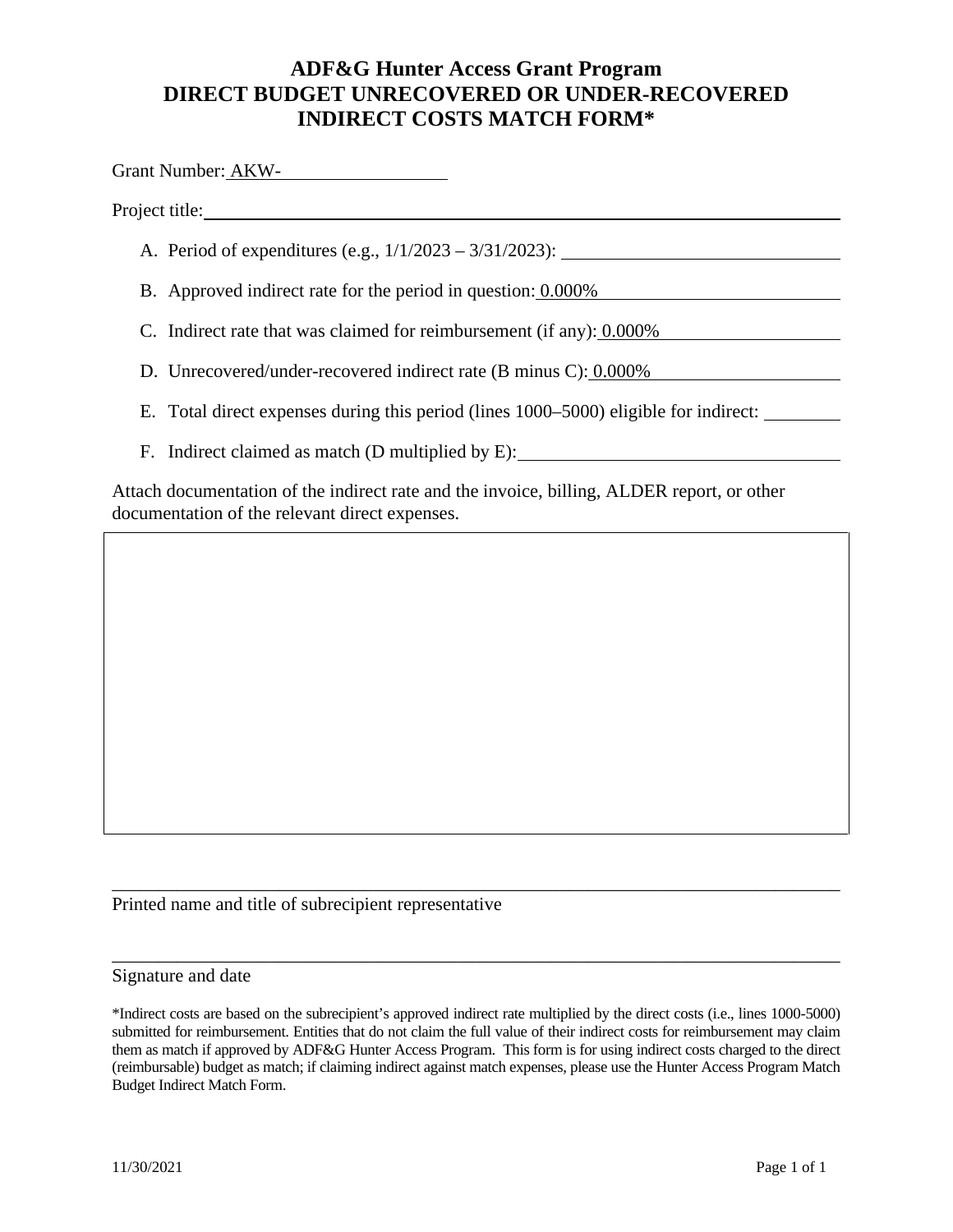# ADF&G Hunter Access Grant Program
# DIRECT BUDGET UNRECOVERED OR UNDER-RECOVERED INDIRECT COSTS MATCH FORM*

Grant Number: AKW-\_\_\_\_\_\_\_\_\_\_\_\_\_\_\_\_

Project title: \_\_\_\_\_\_\_\_\_\_\_\_\_\_\_\_\_\_\_\_\_\_\_\_\_\_\_\_\_\_\_\_\_\_\_\_\_\_\_\_

A. Period of expenditures (e.g., 1/1/2023 – 3/31/2023): \_\_\_\_\_\_\_\_\_\_\_\_\_\_\_\_\_\_\_\_

B. Approved indirect rate for the period in question: 0.000%

C. Indirect rate that was claimed for reimbursement (if any): 0.000%

D. Unrecovered/under-recovered indirect rate (B minus C): 0.000%

E. Total direct expenses during this period (lines 1000–5000) eligible for indirect: \_\_\_\_\_\_\_\_

F. Indirect claimed as match (D multiplied by E): \_\_\_\_\_\_\_\_\_\_\_\_\_\_\_\_\_\_\_\_

Attach documentation of the indirect rate and the invoice, billing, ALDER report, or other documentation of the relevant direct expenses.

\_\_\_\_\_\_\_\_\_\_\_\_\_\_\_\_\_\_\_\_\_\_\_\_\_\_\_\_\_\_\_\_\_\_\_\_\_\_\_\_\_\_\_\_\_\_\_\_\_\_\_\_\_\_\_\_

Printed name and title of subrecipient representative

\_\_\_\_\_\_\_\_\_\_\_\_\_\_\_\_\_\_\_\_\_\_\_\_\_\_\_\_\_\_\_\_\_\_\_\_\_\_\_\_\_\_\_\_\_\_\_\_\_\_\_\_\_\_\_\_

Signature and date

*Indirect costs are based on the subrecipient's approved indirect rate multiplied by the direct costs (i.e., lines 1000-5000) submitted for reimbursement. Entities that do not claim the full value of their indirect costs for reimbursement may claim them as match if approved by ADF&G Hunter Access Program. This form is for using indirect costs charged to the direct (reimbursable) budget as match; if claiming indirect against match expenses, please use the Hunter Access Program Match Budget Indirect Match Form.

11/30/2021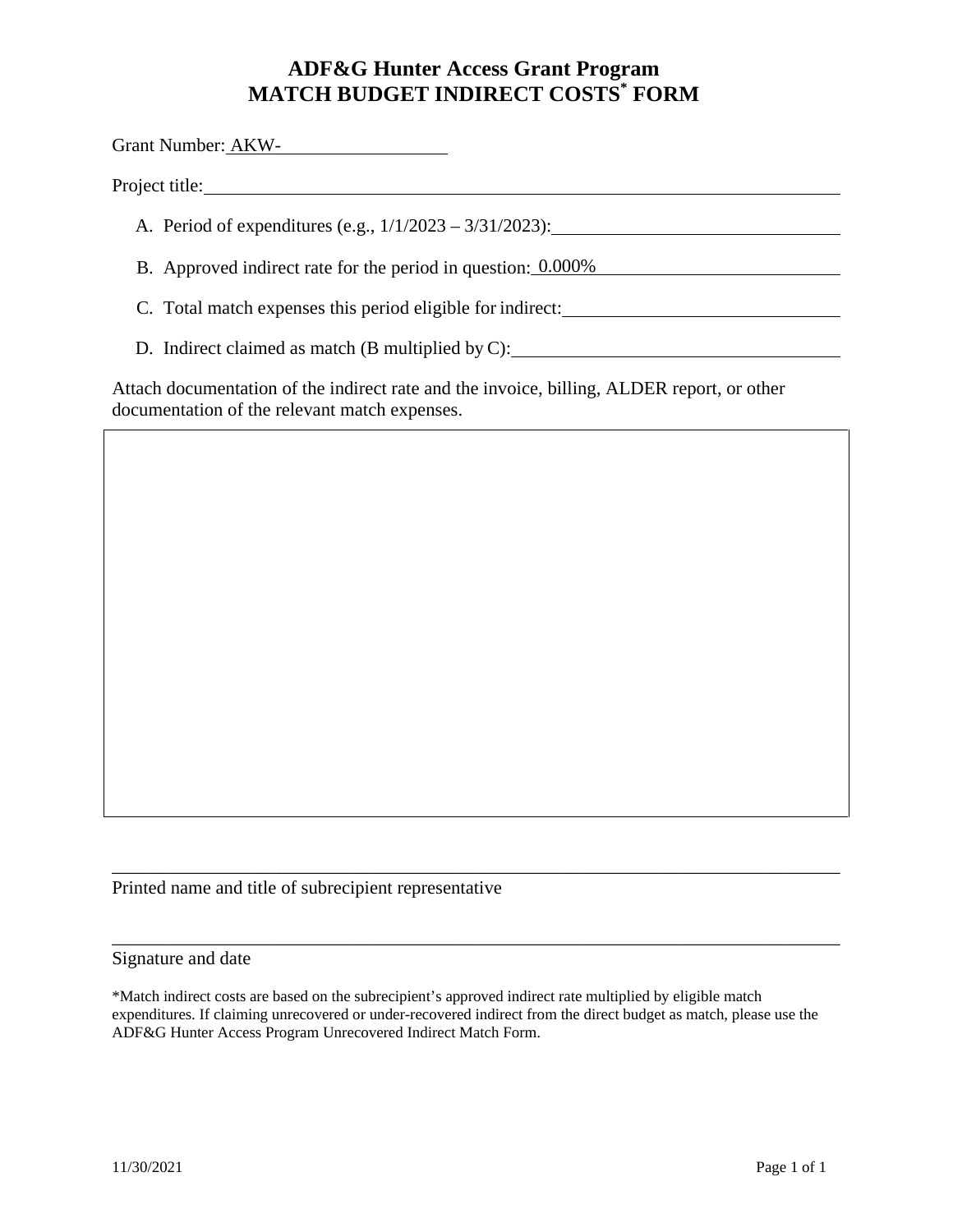# ADF&G Hunter Access Grant Program
# MATCH BUDGET INDIRECT COSTS* FORM

Grant Number: AKW-__________________

Project title:______________________________________________________________

A. Period of expenditures (e.g., 1/1/2023 – 3/31/2023):______________________________

B. Approved indirect rate for the period in question: 0.000%__________________________

C. Total match expenses this period eligible for indirect:______________________________

D. Indirect claimed as match (B multiplied by C):_____________________________________

Attach documentation of the indirect rate and the invoice, billing, ALDER report, or other documentation of the relevant match expenses.

| |
|---|
| |

_____________________________________________________________________________

Printed name and title of subrecipient representative

_____________________________________________________________________________

Signature and date

*Match indirect costs are based on the subrecipient's approved indirect rate multiplied by eligible match expenditures. If claiming unrecovered or under-recovered indirect from the direct budget as match, please use the ADF&G Hunter Access Program Unrecovered Indirect Match Form.

11/30/2021